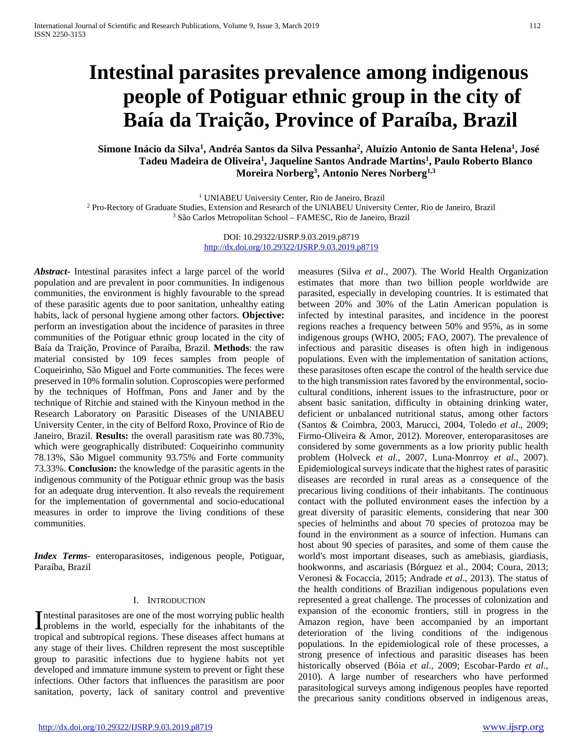# Intestinal parasites prevalence among indigenous people of Potiguar ethnic group in the city of Baía da Traição, Province of Paraíba, Brazil

**Simone Inácio da Silva[1], Andréa Santos da Silva Pessanha[2], Aluízio Antonio de Santa Helena[1], José Tadeu Madeira de Oliveira[1], Jaqueline Santos Andrade Martins[1], Paulo Roberto Blanco Moreira Norberg[3], Antonio Neres Norberg[1,3]**

[1] UNIABEU University Center, Rio de Janeiro, Brazil
[2] Pro-Rectory of Graduate Studies, Extension and Research of the UNIABEU University Center, Rio de Janeiro, Brazil
[3] São Carlos Metropolitan School – FAMESC, Rio de Janeiro, Brazil

DOI: 10.29322/IJSRP.9.03.2019.p8719
http://dx.doi.org/10.29322/IJSRP.9.03.2019.p8719

***Abstract***- Intestinal parasites infect a large parcel of the world population and are prevalent in poor communities. In indigenous communities, the environment is highly favourable to the spread of these parasitic agents due to poor sanitation, unhealthy eating habits, lack of personal hygiene among other factors. **Objective:** perform an investigation about the incidence of parasites in three communities of the Potiguar ethnic group located in the city of Baía da Traição, Province of Paraíba, Brazil. **Methods**: the raw material consisted by 109 feces samples from people of Coqueirinho, São Miguel and Forte communities. The feces were preserved in 10% formalin solution. Coproscopies were performed by the techniques of Hoffman, Pons and Janer and by the technique of Ritchie and stained with the Kinyoun method in the Research Laboratory on Parasitic Diseases of the UNIABEU University Center, in the city of Belford Roxo, Province of Rio de Janeiro, Brazil. **Results:** the overall parasitism rate was 80.73%, which were geographically distributed: Coqueirinho community 78.13%, São Miguel community 93.75% and Forte community 73.33%. **Conclusion:** the knowledge of the parasitic agents in the indigenous community of the Potiguar ethnic group was the basis for an adequate drug intervention. It also reveals the requirement for the implementation of governmental and socio-educational measures in order to improve the living conditions of these communities.

***Index Terms***- enteroparasitoses, indigenous people, Potiguar, Paraíba, Brazil

## I. Introduction

Intestinal parasitoses are one of the most worrying public health problems in the world, especially for the inhabitants of the tropical and subtropical regions. These diseases affect humans at any stage of their lives. Children represent the most susceptible group to parasitic infections due to hygiene habits not yet developed and immature immune system to prevent or fight these infections. Other factors that influences the parasitism are poor sanitation, poverty, lack of sanitary control and preventive measures (Silva *et al*., 2007). The World Health Organization estimates that more than two billion people worldwide are parasited, especially in developing countries. It is estimated that between 20% and 30% of the Latin American population is infected by intestinal parasites, and incidence in the poorest regions reaches a frequency between 50% and 95%, as in some indigenous groups (WHO, 2005; FAO, 2007). The prevalence of infectious and parasitic diseases is often high in indigenous populations. Even with the implementation of sanitation actions, these parasitoses often escape the control of the health service due to the high transmission rates favored by the environmental, socio-cultural conditions, inherent issues to the infrastructure, poor or absent basic sanitation, difficulty in obtaining drinking water, deficient or unbalanced nutritional status, among other factors (Santos & Coimbra, 2003, Marucci, 2004, Toledo *et al*., 2009; Firmo-Oliveira & Amor, 2012). Moreover, enteroparasitoses are considered by some governments as a low priority public health problem (Holveck *et al*., 2007, Luna-Monrroy *et al*., 2007). Epidemiological surveys indicate that the highest rates of parasitic diseases are recorded in rural areas as a consequence of the precarious living conditions of their inhabitants. The continuous contact with the polluted environment eases the infection by a great diversity of parasitic elements, considering that near 300 species of helminths and about 70 species of protozoa may be found in the environment as a source of infection. Humans can host about 90 species of parasites, and some of them cause the world's most important diseases, such as amebiasis, giardiasis, hookworms, and ascariasis (Bórguez et al., 2004; Coura, 2013; Veronesi & Focaccia, 2015; Andrade *et al*., 2013). The status of the health conditions of Brazilian indigenous populations even represented a great challenge. The processes of colonization and expansion of the economic frontiers, still in progress in the Amazon region, have been accompanied by an important deterioration of the living conditions of the indigenous populations. In the epidemiological role of these processes, a strong presence of infectious and parasitic diseases has been historically observed (Bóia *et al*., 2009; Escobar-Pardo *et al*., 2010). A large number of researchers who have performed parasitological surveys among indigenous peoples have reported the precarious sanity conditions observed in indigenous areas,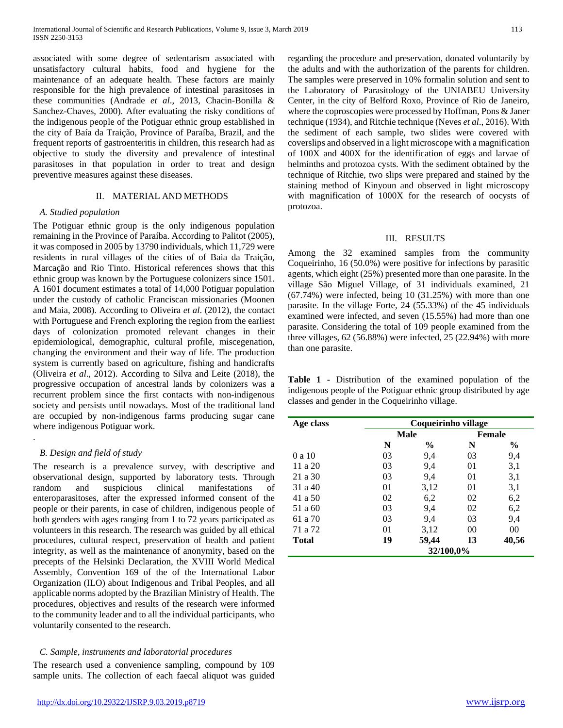associated with some degree of sedentarism associated with unsatisfactory cultural habits, food and hygiene for the maintenance of an adequate health. These factors are mainly responsible for the high prevalence of intestinal parasitoses in these communities (Andrade *et al.,* 2013, Chacin-Bonilla & Sanchez-Chaves, 2000). After evaluating the risky conditions of the indigenous people of the Potiguar ethnic group established in the city of Baía da Traição, Province of Paraíba, Brazil, and the frequent reports of gastroenteritis in children, this research had as objective to study the diversity and prevalence of intestinal parasitoses in that population in order to treat and design preventive measures against these diseases.

## II. MATERIAL AND METHODS

### *A. Studied population*

The Potiguar ethnic group is the only indigenous population remaining in the Province of Paraíba. According to Palitot (2005), it was composed in 2005 by 13790 individuals, which 11,729 were residents in rural villages of the cities of of Baia da Traição, Marcação and Rio Tinto. Historical references shows that this ethnic group was known by the Portuguese colonizers since 1501. A 1601 document estimates a total of 14,000 Potiguar population under the custody of catholic Franciscan missionaries (Moonen and Maia, 2008). According to Oliveira *et al*. (2012), the contact with Portuguese and French exploring the region from the earliest days of colonization promoted relevant changes in their epidemiological, demographic, cultural profile, miscegenation, changing the environment and their way of life. The production system is currently based on agriculture, fishing and handicrafts (Oliveira *et al*., 2012). According to Silva and Leite (2018), the progressive occupation of ancestral lands by colonizers was a recurrent problem since the first contacts with non-indigenous society and persists until nowadays. Most of the traditional land are occupied by non-indigenous farms producing sugar cane where indigenous Potiguar work.

.

### *B. Design and field of study*

The research is a prevalence survey, with descriptive and observational design, supported by laboratory tests. Through random and suspicious clinical manifestations of enteroparasitoses, after the expressed informed consent of the people or their parents, in case of children, indigenous people of both genders with ages ranging from 1 to 72 years participated as volunteers in this research. The research was guided by all ethical procedures, cultural respect, preservation of health and patient integrity, as well as the maintenance of anonymity, based on the precepts of the Helsinki Declaration, the XVIII World Medical Assembly, Convention 169 of the of the International Labor Organization (ILO) about Indigenous and Tribal Peoples, and all applicable norms adopted by the Brazilian Ministry of Health. The procedures, objectives and results of the research were informed to the community leader and to all the individual participants, who voluntarily consented to the research.

### *C. Sample, instruments and laboratorial procedures*

The research used a convenience sampling, compound by 109 sample units. The collection of each faecal aliquot was guided regarding the procedure and preservation, donated voluntarily by the adults and with the authorization of the parents for children. The samples were preserved in 10% formalin solution and sent to the Laboratory of Parasitology of the UNIABEU University Center, in the city of Belford Roxo, Province of Rio de Janeiro, where the coproscopies were processed by Hoffman, Pons & Janer technique (1934), and Ritchie technique (Neves *et al*., 2016). With the sediment of each sample, two slides were covered with coverslips and observed in a light microscope with a magnification of 100X and 400X for the identification of eggs and larvae of helminths and protozoa cysts. With the sediment obtained by the technique of Ritchie, two slips were prepared and stained by the staining method of Kinyoun and observed in light microscopy with magnification of 1000X for the research of oocysts of protozoa.

## III. RESULTS

Among the 32 examined samples from the community Coqueirinho, 16 (50.0%) were positive for infections by parasitic agents, which eight (25%) presented more than one parasite. In the village São Miguel Village, of 31 individuals examined, 21 (67.74%) were infected, being 10 (31.25%) with more than one parasite. In the village Forte, 24 (55.33%) of the 45 individuals examined were infected, and seven (15.55%) had more than one parasite. Considering the total of 109 people examined from the three villages, 62 (56.88%) were infected, 25 (22.94%) with more than one parasite.

**Table 1 -** Distribution of the examined population of the indigenous people of the Potiguar ethnic group distributed by age classes and gender in the Coqueirinho village.

| Age class | Coqueirinho village | | | |
|---|---|---|---|---|
| | Male | | Female | |
| | N | % | N | % |
| 0 a 10 | 03 | 9,4 | 03 | 9,4 |
| 11 a 20 | 03 | 9,4 | 01 | 3,1 |
| 21 a 30 | 03 | 9,4 | 01 | 3,1 |
| 31 a 40 | 01 | 3,12 | 01 | 3,1 |
| 41 a 50 | 02 | 6,2 | 02 | 6,2 |
| 51 a 60 | 03 | 9,4 | 02 | 6,2 |
| 61 a 70 | 03 | 9,4 | 03 | 9,4 |
| 71 a 72 | 01 | 3,12 | 00 | 00 |
| **Total** | **19** | **59,44** | **13** | **40,56** |
| | **32/100,0%** | | | |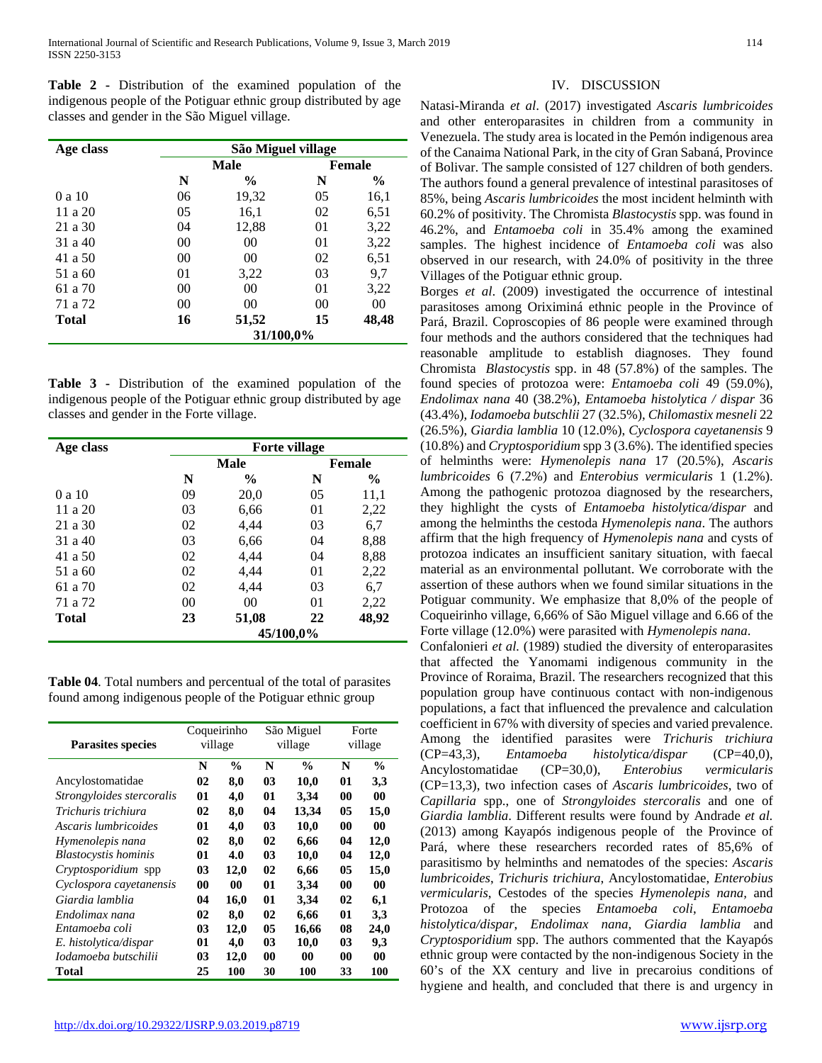**Table 2 -** Distribution of the examined population of the indigenous people of the Potiguar ethnic group distributed by age classes and gender in the São Miguel village.

| Age class | São Miguel village | | | |
|---|---|---|---|---|
| | Male | | Female | |
| | N | % | N | % |
| 0 a 10 | 06 | 19,32 | 05 | 16,1 |
| 11 a 20 | 05 | 16,1 | 02 | 6,51 |
| 21 a 30 | 04 | 12,88 | 01 | 3,22 |
| 31 a 40 | 00 | 00 | 01 | 3,22 |
| 41 a 50 | 00 | 00 | 02 | 6,51 |
| 51 a 60 | 01 | 3,22 | 03 | 9,7 |
| 61 a 70 | 00 | 00 | 01 | 3,22 |
| 71 a 72 | 00 | 00 | 00 | 00 |
| **Total** | **16** | **51,52** | **15** | **48,48** |
| | **31/100,0%** | | | |

**Table 3 -** Distribution of the examined population of the indigenous people of the Potiguar ethnic group distributed by age classes and gender in the Forte village.

| Age class | Forte village | | | |
|---|---|---|---|---|
| | Male | | Female | |
| | N | % | N | % |
| 0 a 10 | 09 | 20,0 | 05 | 11,1 |
| 11 a 20 | 03 | 6,66 | 01 | 2,22 |
| 21 a 30 | 02 | 4,44 | 03 | 6,7 |
| 31 a 40 | 03 | 6,66 | 04 | 8,88 |
| 41 a 50 | 02 | 4,44 | 04 | 8,88 |
| 51 a 60 | 02 | 4,44 | 01 | 2,22 |
| 61 a 70 | 02 | 4,44 | 03 | 6,7 |
| 71 a 72 | 00 | 00 | 01 | 2,22 |
| **Total** | **23** | **51,08** | **22** | **48,92** |
| | **45/100,0%** | | | |

**Table 04**. Total numbers and percentual of the total of parasites found among indigenous people of the Potiguar ethnic group

| Parasites species | Coqueirinho village | | São Miguel village | | Forte village | |
|---|---|---|---|---|---|---|
| | N | % | N | % | N | % |
| Ancylostomatidae | **02** | **8,0** | **03** | **10,0** | **01** | **3,3** |
| *Strongyloides stercoralis* | **01** | **4,0** | **01** | **3,34** | **00** | **00** |
| *Trichuris trichiura* | **02** | **8,0** | **04** | **13,34** | **05** | **15,0** |
| *Ascaris lumbricoides* | **01** | **4,0** | **03** | **10,0** | **00** | **00** |
| *Hymenolepis nana* | **02** | **8,0** | **02** | **6,66** | **04** | **12,0** |
| *Blastocystis hominis* | **01** | **4.0** | **03** | **10,0** | **04** | **12,0** |
| *Cryptosporidium* spp | **03** | **12,0** | **02** | **6,66** | **05** | **15,0** |
| *Cyclospora cayetanensis* | **00** | **00** | **01** | **3,34** | **00** | **00** |
| *Giardia lamblia* | **04** | **16,0** | **01** | **3,34** | **02** | **6,1** |
| *Endolimax nana* | **02** | **8,0** | **02** | **6,66** | **01** | **3,3** |
| *Entamoeba coli* | **03** | **12,0** | **05** | **16,66** | **08** | **24,0** |
| *E. histolytica/dispar* | **01** | **4,0** | **03** | **10,0** | **03** | **9,3** |
| *Iodamoeba butschilii* | **03** | **12,0** | **00** | **00** | **00** | **00** |
| **Total** | **25** | **100** | **30** | **100** | **33** | **100** |

## IV. DISCUSSION

Natasi-Miranda *et al*. (2017) investigated *Ascaris lumbricoides* and other enteroparasites in children from a community in Venezuela. The study area is located in the Pemón indigenous area of the Canaima National Park, in the city of Gran Sabaná, Province of Bolivar. The sample consisted of 127 children of both genders. The authors found a general prevalence of intestinal parasitoses of 85%, being *Ascaris lumbricoides* the most incident helminth with 60.2% of positivity. The Chromista *Blastocystis* spp. was found in 46.2%, and *Entamoeba coli* in 35.4% among the examined samples. The highest incidence of *Entamoeba coli* was also observed in our research, with 24.0% of positivity in the three Villages of the Potiguar ethnic group.

Borges *et al*. (2009) investigated the occurrence of intestinal parasitoses among Oriximiná ethnic people in the Province of Pará, Brazil. Coproscopies of 86 people were examined through four methods and the authors considered that the techniques had reasonable amplitude to establish diagnoses. They found Chromista *Blastocystis* spp. in 48 (57.8%) of the samples. The found species of protozoa were: *Entamoeba coli* 49 (59.0%), *Endolimax nana* 40 (38.2%), *Entamoeba histolytica / dispar* 36 (43.4%), *Iodamoeba butschlii* 27 (32.5%), *Chilomastix mesneli* 22 (26.5%), *Giardia lamblia* 10 (12.0%), *Cyclospora cayetanensis* 9 (10.8%) and *Cryptosporidium* spp 3 (3.6%). The identified species of helminths were: *Hymenolepis nana* 17 (20.5%), *Ascaris lumbricoides* 6 (7.2%) and *Enterobius vermicularis* 1 (1.2%). Among the pathogenic protozoa diagnosed by the researchers, they highlight the cysts of *Entamoeba histolytica/dispar* and among the helminths the cestoda *Hymenolepis nana*. The authors affirm that the high frequency of *Hymenolepis nana* and cysts of protozoa indicates an insufficient sanitary situation, with faecal material as an environmental pollutant. We corroborate with the assertion of these authors when we found similar situations in the Potiguar community. We emphasize that 8,0% of the people of Coqueirinho village, 6,66% of São Miguel village and 6.66 of the Forte village (12.0%) were parasited with *Hymenolepis nana*.

Confalonieri *et al.* (1989) studied the diversity of enteroparasites that affected the Yanomami indigenous community in the Province of Roraima, Brazil. The researchers recognized that this population group have continuous contact with non-indigenous populations, a fact that influenced the prevalence and calculation coefficient in 67% with diversity of species and varied prevalence. Among the identified parasites were *Trichuris trichiura* (CP=43,3), *Entamoeba histolytica/dispar* (CP=40,0), Ancylostomatidae (CP=30,0), *Enterobius vermicularis* (CP=13,3), two infection cases of *Ascaris lumbricoides*, two of *Capillaria* spp., one of *Strongyloides stercoralis* and one of *Giardia lamblia*. Different results were found by Andrade *et al.* (2013) among Kayapós indigenous people of the Province of Pará, where these researchers recorded rates of 85,6% of parasitismo by helminths and nematodes of the species: *Ascaris lumbricoides*, *Trichuris trichiura*, Ancylostomatidae, *Enterobius vermicularis*, Cestodes of the species *Hymenolepis nana*, and Protozoa of the species *Entamoeba coli*, *Entamoeba histolytica/dispar*, *Endolimax nana*, *Giardia lamblia* and *Cryptosporidium* spp. The authors commented that the Kayapós ethnic group were contacted by the non-indigenous Society in the 60's of the XX century and live in precaroius conditions of hygiene and health, and concluded that there is and urgency in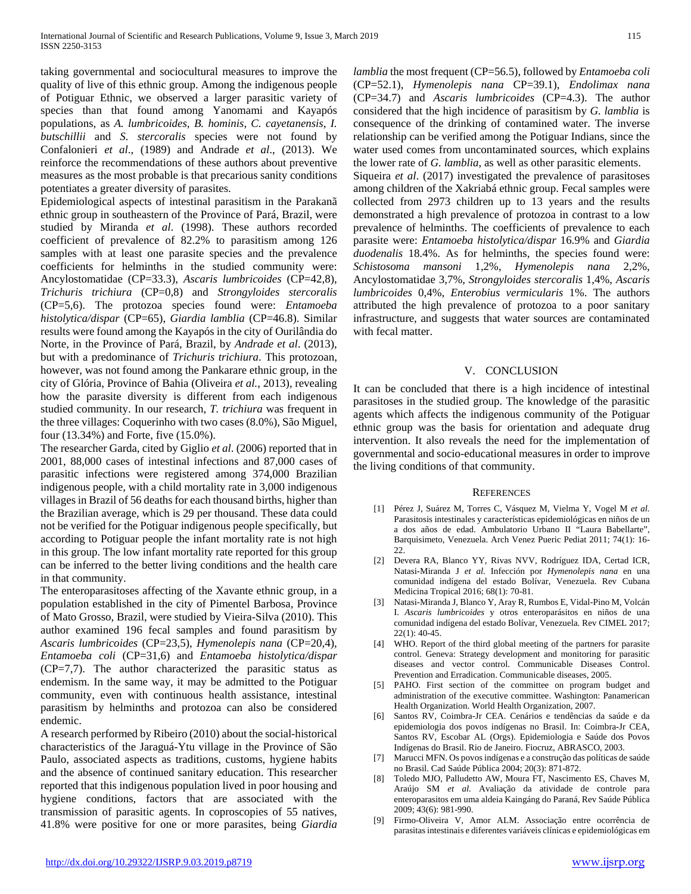taking governmental and sociocultural measures to improve the quality of live of this ethnic group. Among the indigenous people of Potiguar Ethnic, we observed a larger parasitic variety of species than that found among Yanomami and Kayapós populations, as *A. lumbricoides, B. hominis, C. cayetanensis, I. butschillii* and *S. stercoralis* species were not found by Confalonieri *et al*., (1989) and Andrade *et al*., (2013). We reinforce the recommendations of these authors about preventive measures as the most probable is that precarious sanity conditions potentiates a greater diversity of parasites.

Epidemiological aspects of intestinal parasitism in the Parakanã ethnic group in southeastern of the Province of Pará, Brazil, were studied by Miranda *et al*. (1998). These authors recorded coefficient of prevalence of 82.2% to parasitism among 126 samples with at least one parasite species and the prevalence coefficients for helminths in the studied community were: Ancylostomatidae (CP=33.3), *Ascaris lumbricoides* (CP=42,8), *Trichuris trichiura* (CP=0,8) and *Strongyloides stercoralis* (CP=5,6). The protozoa species found were: *Entamoeba histolytica/dispar* (CP=65), *Giardia lamblia* (CP=46.8). Similar results were found among the Kayapós in the city of Ourilândia do Norte, in the Province of Pará, Brazil, by *Andrade et al*. (2013), but with a predominance of *Trichuris trichiura*. This protozoan, however, was not found among the Pankarare ethnic group, in the city of Glória, Province of Bahia (Oliveira *et al.*, 2013), revealing how the parasite diversity is different from each indigenous studied community. In our research, *T. trichiura* was frequent in the three villages: Coquerinho with two cases (8.0%), São Miguel, four (13.34%) and Forte, five (15.0%).

The researcher Garda, cited by Giglio *et al*. (2006) reported that in 2001, 88,000 cases of intestinal infections and 87,000 cases of parasitic infections were registered among 374,000 Brazilian indigenous people, with a child mortality rate in 3,000 indigenous villages in Brazil of 56 deaths for each thousand births, higher than the Brazilian average, which is 29 per thousand. These data could not be verified for the Potiguar indigenous people specifically, but according to Potiguar people the infant mortality rate is not high in this group. The low infant mortality rate reported for this group can be inferred to the better living conditions and the health care in that community.

The enteroparasitoses affecting of the Xavante ethnic group, in a population established in the city of Pimentel Barbosa, Province of Mato Grosso, Brazil, were studied by Vieira-Silva (2010). This author examined 196 fecal samples and found parasitism by *Ascaris lumbricoides* (CP=23,5), *Hymenolepis nana* (CP=20,4), *Entamoeba coli* (CP=31,6) and *Entamoeba histolytica/dispar* (CP=7,7). The author characterized the parasitic status as endemism. In the same way, it may be admitted to the Potiguar community, even with continuous health assistance, intestinal parasitism by helminths and protozoa can also be considered endemic.

A research performed by Ribeiro (2010) about the social-historical characteristics of the Jaraguá-Ytu village in the Province of São Paulo, associated aspects as traditions, customs, hygiene habits and the absence of continued sanitary education. This researcher reported that this indigenous population lived in poor housing and hygiene conditions, factors that are associated with the transmission of parasitic agents. In coproscopies of 55 natives, 41.8% were positive for one or more parasites, being *Giardia lamblia* the most frequent (CP=56.5), followed by *Entamoeba coli* (CP=52.1), *Hymenolepis nana* CP=39.1), *Endolimax nana* (CP=34.7) and *Ascaris lumbricoides* (CP=4.3). The author considered that the high incidence of parasitism by *G. lamblia* is consequence of the drinking of contamined water. The inverse relationship can be verified among the Potiguar Indians, since the water used comes from uncontaminated sources, which explains the lower rate of *G. lamblia*, as well as other parasitic elements.

Siqueira *et al*. (2017) investigated the prevalence of parasitoses among children of the Xakriabá ethnic group. Fecal samples were collected from 2973 children up to 13 years and the results demonstrated a high prevalence of protozoa in contrast to a low prevalence of helminths. The coefficients of prevalence to each parasite were: *Entamoeba histolytica/dispar* 16.9% and *Giardia duodenalis* 18.4%. As for helminths, the species found were: *Schistosoma mansoni* 1,2%, *Hymenolepis nana* 2,2%, Ancylostomatidae 3,7%, *Strongyloides stercoralis* 1,4%, *Ascaris lumbricoides* 0,4%, *Enterobius vermicularis* 1%. The authors attributed the high prevalence of protozoa to a poor sanitary infrastructure, and suggests that water sources are contaminated with fecal matter.

## V. CONCLUSION

It can be concluded that there is a high incidence of intestinal parasitoses in the studied group. The knowledge of the parasitic agents which affects the indigenous community of the Potiguar ethnic group was the basis for orientation and adequate drug intervention. It also reveals the need for the implementation of governmental and socio-educational measures in order to improve the living conditions of that community.

## REFERENCES

[1] Pérez J, Suárez M, Torres C, Vásquez M, Vielma Y, Vogel M *et al.* Parasitosis intestinales y características epidemiológicas en niños de un a dos años de edad. Ambulatorio Urbano II "Laura Babellarte", Barquisimeto, Venezuela. Arch Venez Pueric Pediat 2011; 74(1): 16-22.

[2] Devera RA, Blanco YY, Rivas NVV, Rodríguez IDA, Certad ICR, Natasi-Miranda J *et al.* Infección por *Hymenolepis nana* en una comunidad indígena del estado Bolívar, Venezuela. Rev Cubana Medicina Tropical 2016; 68(1): 70-81.

[3] Natasi-Miranda J, Blanco Y, Aray R, Rumbos E, Vidal-Pino M, Volcán I. *Ascaris lumbricoides* y otros enteroparásitos en niños de una comunidad indígena del estado Bolívar, Venezuela. Rev CIMEL 2017; 22(1): 40-45.

[4] WHO. Report of the third global meeting of the partners for parasite control. Geneva: Strategy development and monitoring for parasitic diseases and vector control. Communicable Diseases Control. Prevention and Erradication. Communicable diseases, 2005.

[5] PAHO. First section of the committee on program budget and administration of the executive committee. Washington: Panamerican Health Organization. World Health Organization, 2007.

[6] Santos RV, Coimbra-Jr CEA. Cenários e tendências da saúde e da epidemiologia dos povos indígenas no Brasil. In: Coimbra-Jr CEA, Santos RV, Escobar AL (Orgs). Epidemiologia e Saúde dos Povos Indígenas do Brasil. Rio de Janeiro. Fiocruz, ABRASCO, 2003.

[7] Marucci MFN. Os povos indígenas e a construção das políticas de saúde no Brasil. Cad Saúde Pública 2004; 20(3): 871-872.

[8] Toledo MJO, Palludetto AW, Moura FT, Nascimento ES, Chaves M, Araújo SM *et al.* Avaliação da atividade de controle para enteroparasitos em uma aldeia Kaingáng do Paraná, Rev Saúde Pública 2009; 43(6): 981-990.

[9] Firmo-Oliveira V, Amor ALM. Associação entre ocorrência de parasitas intestinais e diferentes variáveis clínicas e epidemiológicas em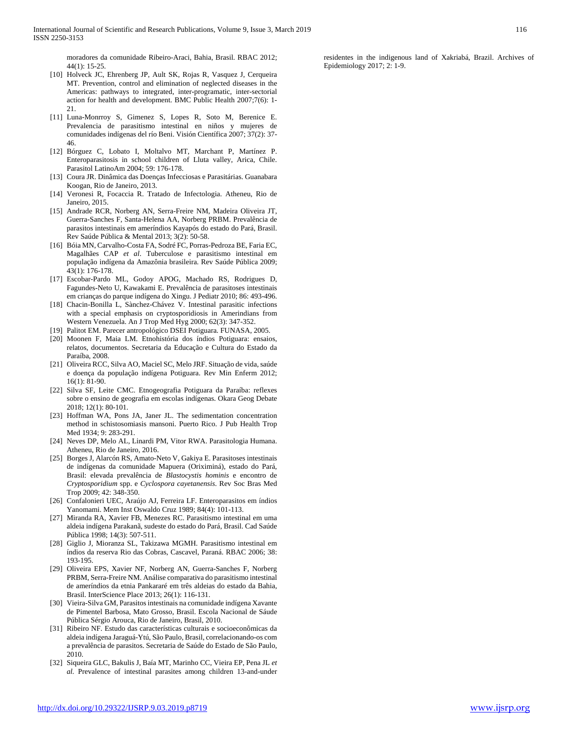moradores da comunidade Ribeiro-Araci, Bahia, Brasil. RBAC 2012; 44(1): 15-25.

[10] Holveck JC, Ehrenberg JP, Ault SK, Rojas R, Vasquez J, Cerqueira MT. Prevention, control and elimination of neglected diseases in the Americas: pathways to integrated, inter-programatic, inter-sectorial action for health and development. BMC Public Health 2007;7(6): 1-21.

[11] Luna-Monrroy S, Gimenez S, Lopes R, Soto M, Berenice E. Prevalencia de parasitismo intestinal en niños y mujeres de comunidades indígenas del río Beni. Visión Científica 2007; 37(2): 37-46.

[12] Bórguez C, Lobato I, Moltalvo MT, Marchant P, Martínez P. Enteroparasitosis in school children of Lluta valley, Arica, Chile. Parasitol LatinoAm 2004; 59: 176-178.

[13] Coura JR. Dinâmica das Doenças Infecciosas e Parasitárias. Guanabara Koogan, Rio de Janeiro, 2013.

[14] Veronesi R, Focaccia R. Tratado de Infectologia. Atheneu, Rio de Janeiro, 2015.

[15] Andrade RCR, Norberg AN, Serra-Freire NM, Madeira Oliveira JT, Guerra-Sanches F, Santa-Helena AA, Norberg PRBM. Prevalência de parasitos intestinais em ameríndios Kayapós do estado do Pará, Brasil. Rev Saúde Pública & Mental 2013; 3(2): 50-58.

[16] Bóia MN, Carvalho-Costa FA, Sodré FC, Porras-Pedroza BE, Faria EC, Magalhães CAP *et al*. Tuberculose e parasitismo intestinal em população indígena da Amazônia brasileira. Rev Saúde Pública 2009; 43(1): 176-178.

[17] Escobar-Pardo ML, Godoy APOG, Machado RS, Rodrigues D, Fagundes-Neto U, Kawakami E. Prevalência de parasitoses intestinais em crianças do parque indígena do Xingu. J Pediatr 2010; 86: 493-496.

[18] Chacin-Bonilla L, Sànchez-Chávez V. Intestinal parasitic infections with a special emphasis on cryptosporidiosis in Amerindians from Western Venezuela. An J Trop Med Hyg 2000; 62(3): 347-352.

[19] Palitot EM. Parecer antropológico DSEI Potiguara. FUNASA, 2005.

[20] Moonen F, Maia LM. Etnohistória dos índios Potiguara: ensaios, relatos, documentos. Secretaria da Educação e Cultura do Estado da Paraíba, 2008.

[21] Oliveira RCC, Silva AO, Maciel SC, Melo JRF. Situação de vida, saúde e doença da população indígena Potiguara. Rev Min Enferm 2012; 16(1): 81-90.

[22] Silva SF, Leite CMC. Etnogeografia Potiguara da Paraíba: reflexes sobre o ensino de geografia em escolas indígenas. Okara Geog Debate 2018; 12(1): 80-101.

[23] Hoffman WA, Pons JA, Janer JL. The sedimentation concentration method in schistosomiasis mansoni. Puerto Rico. J Pub Health Trop Med 1934; 9: 283-291.

[24] Neves DP, Melo AL, Linardi PM, Vitor RWA. Parasitologia Humana. Atheneu, Rio de Janeiro, 2016.

[25] Borges J, Alarcón RS, Amato-Neto V, Gakiya E. Parasitoses intestinais de indígenas da comunidade Mapuera (Oriximiná), estado do Pará, Brasil: elevada prevalência de *Blastocystis hominis* e encontro de *Cryptosporidium* spp. e *Cyclospora cayetanensis*. Rev Soc Bras Med Trop 2009; 42: 348-350.

[26] Confalonieri UEC, Araújo AJ, Ferreira LF. Enteroparasitos em índios Yanomami. Mem Inst Oswaldo Cruz 1989; 84(4): 101-113.

[27] Miranda RA, Xavier FB, Menezes RC. Parasitismo intestinal em uma aldeia indígena Parakanã, sudeste do estado do Pará, Brasil. Cad Saúde Pública 1998; 14(3): 507-511.

[28] Giglio J, Mioranza SL, Takizawa MGMH. Parasitismo intestinal em índios da reserva Rio das Cobras, Cascavel, Paraná. RBAC 2006; 38: 193-195.

[29] Oliveira EPS, Xavier NF, Norberg AN, Guerra-Sanches F, Norberg PRBM, Serra-Freire NM. Análise comparativa do parasitismo intestinal de ameríndios da etnia Pankararé em três aldeias do estado da Bahia, Brasil. InterScience Place 2013; 26(1): 116-131.

[30] Vieira-Silva GM, Parasitos intestinais na comunidade indígena Xavante de Pimentel Barbosa, Mato Grosso, Brasil. Escola Nacional de Sáude Pública Sérgio Arouca, Rio de Janeiro, Brasil, 2010.

[31] Ribeiro NF. Estudo das características culturais e socioeconômicas da aldeia indígena Jaraguá-Ytú, São Paulo, Brasil, correlacionando-os com a prevalência de parasitos. Secretaria de Saúde do Estado de São Paulo, 2010.

[32] Siqueira GLC, Bakulis J, Baía MT, Marinho CC, Vieira EP, Pena JL *et al.* Prevalence of intestinal parasites among children 13-and-under residentes in the indigenous land of Xakriabá, Brazil. Archives of Epidemiology 2017; 2: 1-9.